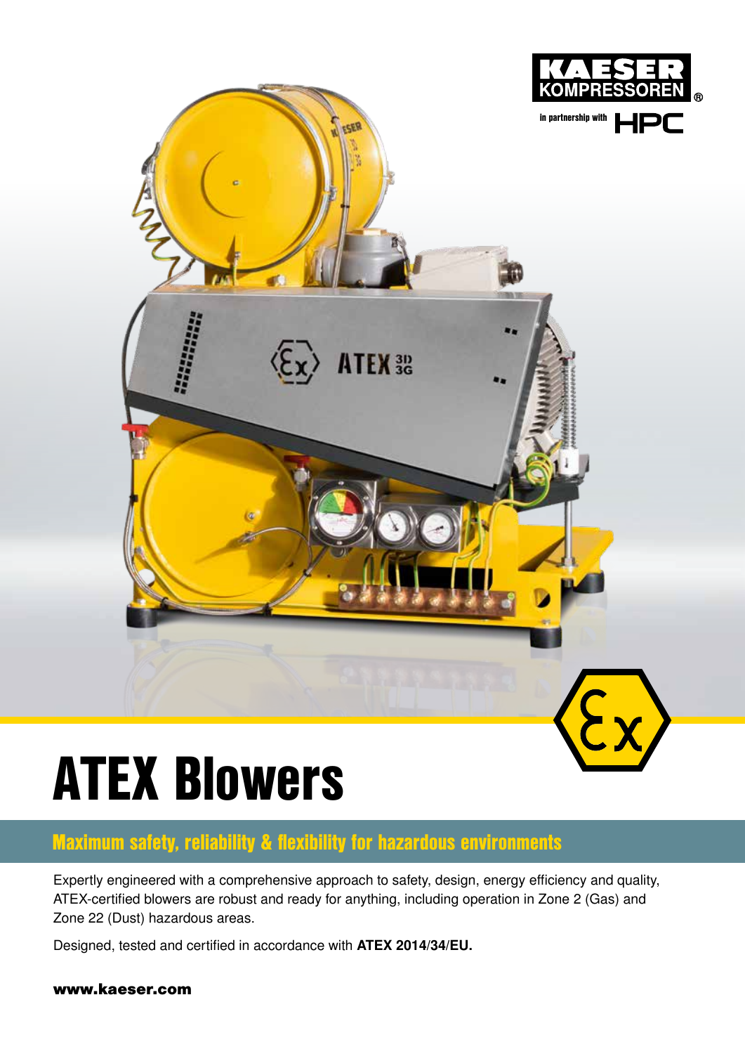KAESER KOMPRESSOREN

in partnership with HPC

# ATEX Blowers

## Maximum safety, reliability & flexibility for hazardous environments

Expertly engineered with a comprehensive approach to safety, design, energy efficiency and quality, ATEX-certified blowers are robust and ready for anything, including operation in Zone 2 (Gas) and Zone 22 (Dust) hazardous areas.

Designed, tested and certified in accordance with **ATEX 2014/34/EU.**

**www.kaeser.com**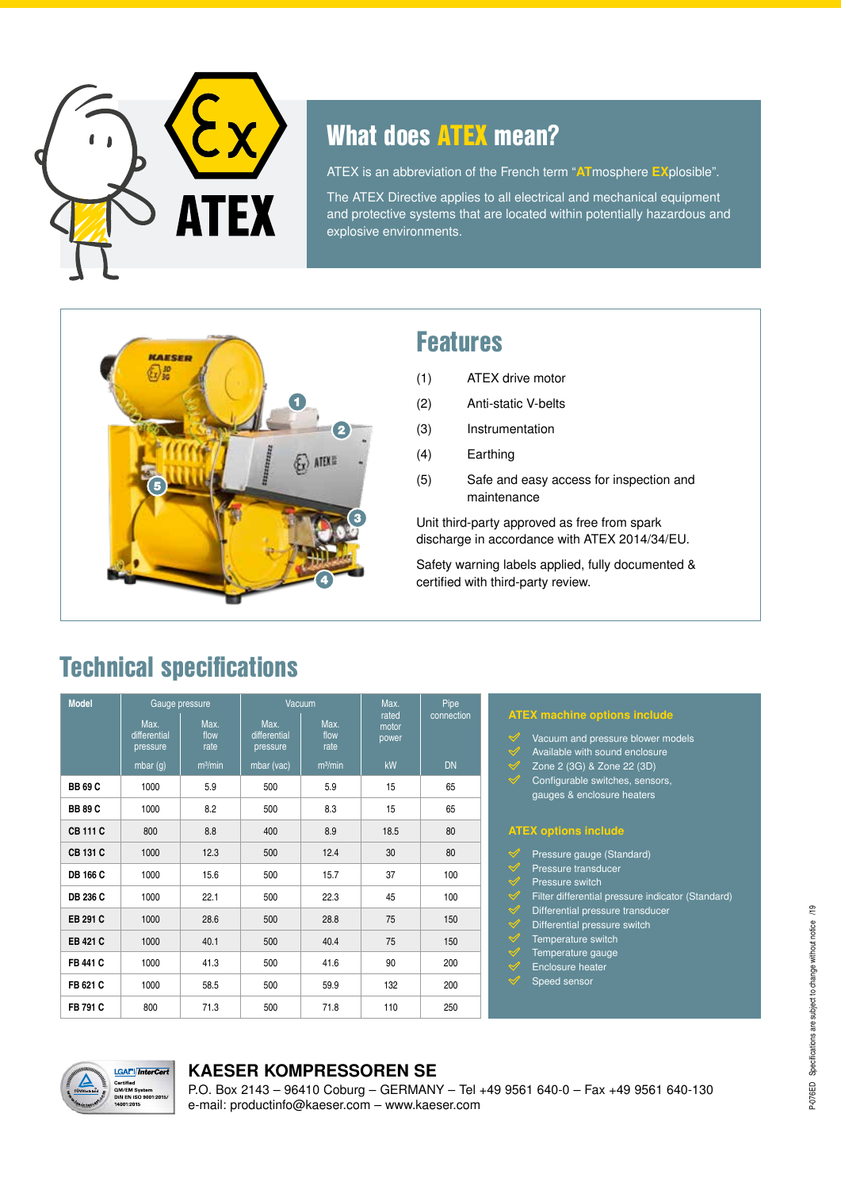## What does ATEX mean?

ATEX is an abbreviation of the French term "**AT**mosphere **EX**plosible".

The ATEX Directive applies to all electrical and mechanical equipment and protective systems that are located within potentially hazardous and explosive environments.

## Features

(1) ATEX drive motor

(2) Anti-static V-belts

(3) Instrumentation

(4) Earthing

(5) Safe and easy access for inspection and maintenance

Unit third-party approved as free from spark discharge in accordance with ATEX 2014/34/EU.

Safety warning labels applied, fully documented & certified with third-party review.

## Technical specifications

| Model | Gauge pressure | | Vacuum | | Max. rated motor power | Pipe connection |
|---|---|---|---|---|---|---|
| | Max. differential pressure | Max. flow rate | Max. differential pressure | Max. flow rate | | |
| | mbar (g) | m³/min | mbar (vac) | m³/min | kW | DN |
| **BB 69 C** | 1000 | 5.9 | 500 | 5.9 | 15 | 65 |
| **BB 89 C** | 1000 | 8.2 | 500 | 8.3 | 15 | 65 |
| **CB 111 C** | 800 | 8.8 | 400 | 8.9 | 18.5 | 80 |
| **CB 131 C** | 1000 | 12.3 | 500 | 12.4 | 30 | 80 |
| **DB 166 C** | 1000 | 15.6 | 500 | 15.7 | 37 | 100 |
| **DB 236 C** | 1000 | 22.1 | 500 | 22.3 | 45 | 100 |
| **EB 291 C** | 1000 | 28.6 | 500 | 28.8 | 75 | 150 |
| **EB 421 C** | 1000 | 40.1 | 500 | 40.4 | 75 | 150 |
| **FB 441 C** | 1000 | 41.3 | 500 | 41.6 | 90 | 200 |
| **FB 621 C** | 1000 | 58.5 | 500 | 59.9 | 132 | 200 |
| **FB 791 C** | 800 | 71.3 | 500 | 71.8 | 110 | 250 |

### ATEX machine options include

- Vacuum and pressure blower models
- Available with sound enclosure
- Zone 2 (3G) & Zone 22 (3D)
- Configurable switches, sensors, gauges & enclosure heaters

### ATEX options include

- Pressure gauge (Standard)
- Pressure transducer
- Pressure switch
- Filter differential pressure indicator (Standard)
- Differential pressure transducer
- Differential pressure switch
- Temperature switch
- Temperature gauge
- Enclosure heater
- Speed sensor

**KAESER KOMPRESSOREN SE**

P.O. Box 2143 – 96410 Coburg – GERMANY – Tel +49 9561 640-0 – Fax +49 9561 640-130
e-mail: productinfo@kaeser.com – www.kaeser.com

P-076ED Specifications are subject to change without notice /19